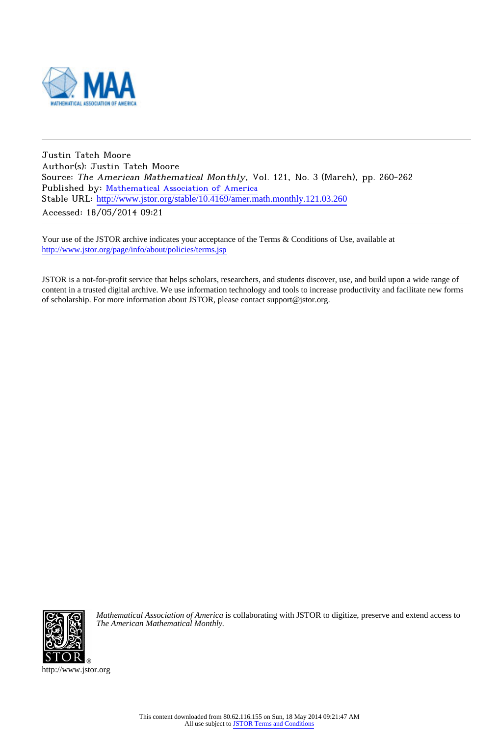Justin Tatch Moore
Author(s): Justin Tatch Moore
Source: *The American Mathematical Monthly*, Vol. 121, No. 3 (March), pp. 260-262
Published by: Mathematical Association of America
Stable URL: http://www.jstor.org/stable/10.4169/amer.math.monthly.121.03.260
Accessed: 18/05/2014 09:21

---

Your use of the JSTOR archive indicates your acceptance of the Terms & Conditions of Use, available at
http://www.jstor.org/page/info/about/policies/terms.jsp

JSTOR is a not-for-profit service that helps scholars, researchers, and students discover, use, and build upon a wide range of content in a trusted digital archive. We use information technology and tools to increase productivity and facilitate new forms of scholarship. For more information about JSTOR, please contact support@jstor.org.

*Mathematical Association of America* is collaborating with JSTOR to digitize, preserve and extend access to *The American Mathematical Monthly.*

http://www.jstor.org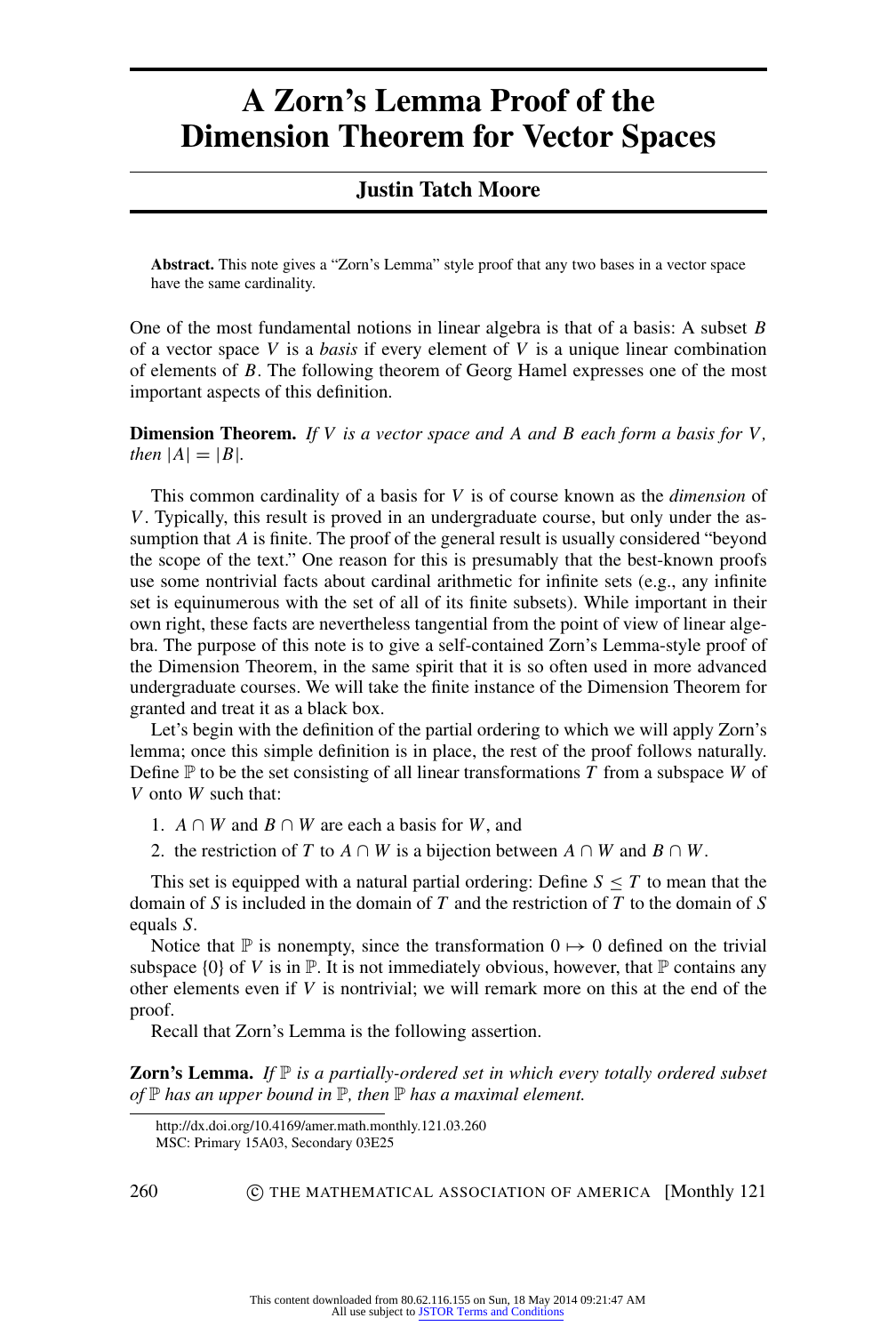# A Zorn's Lemma Proof of the Dimension Theorem for Vector Spaces

**Justin Tatch Moore**

**Abstract.** This note gives a "Zorn's Lemma" style proof that any two bases in a vector space have the same cardinality.

One of the most fundamental notions in linear algebra is that of a basis: A subset $B$ of a vector space $V$ is a *basis* if every element of $V$ is a unique linear combination of elements of $B$. The following theorem of Georg Hamel expresses one of the most important aspects of this definition.

**Dimension Theorem.** *If $V$ is a vector space and $A$ and $B$ each form a basis for $V$, then $|A| = |B|$.*

This common cardinality of a basis for $V$ is of course known as the *dimension* of $V$. Typically, this result is proved in an undergraduate course, but only under the assumption that $A$ is finite. The proof of the general result is usually considered "beyond the scope of the text." One reason for this is presumably that the best-known proofs use some nontrivial facts about cardinal arithmetic for infinite sets (e.g., any infinite set is equinumerous with the set of all of its finite subsets). While important in their own right, these facts are nevertheless tangential from the point of view of linear algebra. The purpose of this note is to give a self-contained Zorn's Lemma-style proof of the Dimension Theorem, in the same spirit that it is so often used in more advanced undergraduate courses. We will take the finite instance of the Dimension Theorem for granted and treat it as a black box.

Let's begin with the definition of the partial ordering to which we will apply Zorn's lemma; once this simple definition is in place, the rest of the proof follows naturally. Define $\mathbb{P}$ to be the set consisting of all linear transformations $T$ from a subspace $W$ of $V$ onto $W$ such that:

1. $A \cap W$ and $B \cap W$ are each a basis for $W$, and
2. the restriction of $T$ to $A \cap W$ is a bijection between $A \cap W$ and $B \cap W$.

This set is equipped with a natural partial ordering: Define $S \leq T$ to mean that the domain of $S$ is included in the domain of $T$ and the restriction of $T$ to the domain of $S$ equals $S$.

Notice that $\mathbb{P}$ is nonempty, since the transformation $0 \mapsto 0$ defined on the trivial subspace $\{0\}$ of $V$ is in $\mathbb{P}$. It is not immediately obvious, however, that $\mathbb{P}$ contains any other elements even if $V$ is nontrivial; we will remark more on this at the end of the proof.

Recall that Zorn's Lemma is the following assertion.

**Zorn's Lemma.** *If $\mathbb{P}$ is a partially-ordered set in which every totally ordered subset of $\mathbb{P}$ has an upper bound in $\mathbb{P}$, then $\mathbb{P}$ has a maximal element.*

http://dx.doi.org/10.4169/amer.math.monthly.121.03.260
MSC: Primary 15A03, Secondary 03E25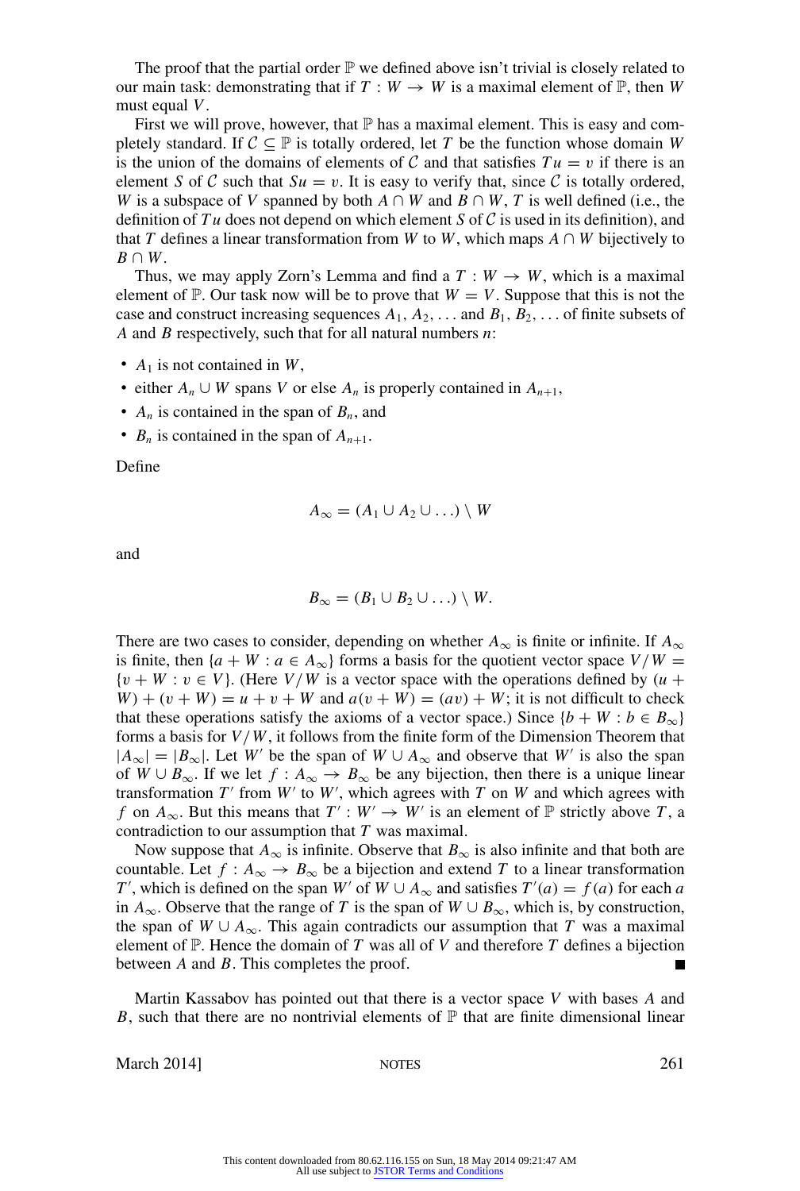The proof that the partial order $\mathbb{P}$ we defined above isn't trivial is closely related to our main task: demonstrating that if $T : W \to W$ is a maximal element of $\mathbb{P}$, then $W$ must equal $V$.

First we will prove, however, that $\mathbb{P}$ has a maximal element. This is easy and completely standard. If $\mathcal{C} \subseteq \mathbb{P}$ is totally ordered, let $T$ be the function whose domain $W$ is the union of the domains of elements of $\mathcal{C}$ and that satisfies $Tu = v$ if there is an element $S$ of $\mathcal{C}$ such that $Su = v$. It is easy to verify that, since $\mathcal{C}$ is totally ordered, $W$ is a subspace of $V$ spanned by both $A \cap W$ and $B \cap W$, $T$ is well defined (i.e., the definition of $Tu$ does not depend on which element $S$ of $\mathcal{C}$ is used in its definition), and that $T$ defines a linear transformation from $W$ to $W$, which maps $A \cap W$ bijectively to $B \cap W$.

Thus, we may apply Zorn's Lemma and find a $T : W \to W$, which is a maximal element of $\mathbb{P}$. Our task now will be to prove that $W = V$. Suppose that this is not the case and construct increasing sequences $A_1, A_2, \ldots$ and $B_1, B_2, \ldots$ of finite subsets of $A$ and $B$ respectively, such that for all natural numbers $n$:

- $A_1$ is not contained in $W$,
- either $A_n \cup W$ spans $V$ or else $A_n$ is properly contained in $A_{n+1}$,
- $A_n$ is contained in the span of $B_n$, and
- $B_n$ is contained in the span of $A_{n+1}$.

Define

$$A_\infty = (A_1 \cup A_2 \cup \ldots) \setminus W$$

and

$$B_\infty = (B_1 \cup B_2 \cup \ldots) \setminus W.$$

There are two cases to consider, depending on whether $A_\infty$ is finite or infinite. If $A_\infty$ is finite, then $\{a + W : a \in A_\infty\}$ forms a basis for the quotient vector space $V/W = \{v + W : v \in V\}$. (Here $V/W$ is a vector space with the operations defined by $(u + W) + (v + W) = u + v + W$ and $a(v + W) = (av) + W$; it is not difficult to check that these operations satisfy the axioms of a vector space.) Since $\{b + W : b \in B_\infty\}$ forms a basis for $V/W$, it follows from the finite form of the Dimension Theorem that $|A_\infty| = |B_\infty|$. Let $W'$ be the span of $W \cup A_\infty$ and observe that $W'$ is also the span of $W \cup B_\infty$. If we let $f : A_\infty \to B_\infty$ be any bijection, then there is a unique linear transformation $T'$ from $W'$ to $W'$, which agrees with $T$ on $W$ and which agrees with $f$ on $A_\infty$. But this means that $T' : W' \to W'$ is an element of $\mathbb{P}$ strictly above $T$, a contradiction to our assumption that $T$ was maximal.

Now suppose that $A_\infty$ is infinite. Observe that $B_\infty$ is also infinite and that both are countable. Let $f : A_\infty \to B_\infty$ be a bijection and extend $T$ to a linear transformation $T'$, which is defined on the span $W'$ of $W \cup A_\infty$ and satisfies $T'(a) = f(a)$ for each $a$ in $A_\infty$. Observe that the range of $T$ is the span of $W \cup B_\infty$, which is, by construction, the span of $W \cup A_\infty$. This again contradicts our assumption that $T$ was a maximal element of $\mathbb{P}$. Hence the domain of $T$ was all of $V$ and therefore $T$ defines a bijection between $A$ and $B$. This completes the proof. ∎

Martin Kassabov has pointed out that there is a vector space $V$ with bases $A$ and $B$, such that there are no nontrivial elements of $\mathbb{P}$ that are finite dimensional linear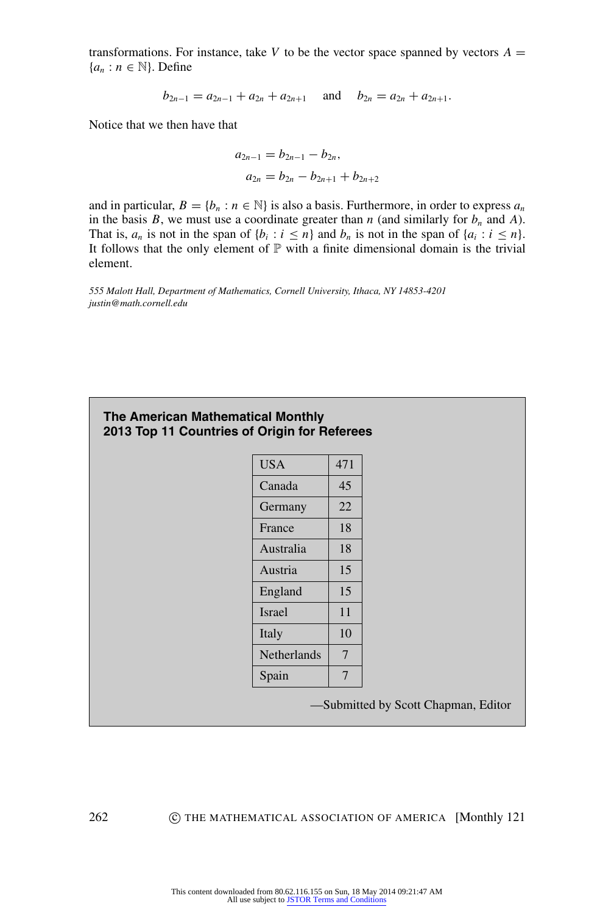transformations. For instance, take $V$ to be the vector space spanned by vectors $A = \{a_n : n \in \mathbb{N}\}$. Define

$$b_{2n-1} = a_{2n-1} + a_{2n} + a_{2n+1} \quad \text{and} \quad b_{2n} = a_{2n} + a_{2n+1}.$$

Notice that we then have that

$$a_{2n-1} = b_{2n-1} - b_{2n},$$
$$a_{2n} = b_{2n} - b_{2n+1} + b_{2n+2}$$

and in particular, $B = \{b_n : n \in \mathbb{N}\}$ is also a basis. Furthermore, in order to express $a_n$ in the basis $B$, we must use a coordinate greater than $n$ (and similarly for $b_n$ and $A$). That is, $a_n$ is not in the span of $\{b_i : i \leq n\}$ and $b_n$ is not in the span of $\{a_i : i \leq n\}$. It follows that the only element of $\mathbb{P}$ with a finite dimensional domain is the trivial element.

*555 Malott Hall, Department of Mathematics, Cornell University, Ithaca, NY 14853-4201*
*justin@math.cornell.edu*

**The American Mathematical Monthly**
**2013 Top 11 Countries of Origin for Referees**

| | |
|---|---|
| USA | 471 |
| Canada | 45 |
| Germany | 22 |
| France | 18 |
| Australia | 18 |
| Austria | 15 |
| England | 15 |
| Israel | 11 |
| Italy | 10 |
| Netherlands | 7 |
| Spain | 7 |

—Submitted by Scott Chapman, Editor